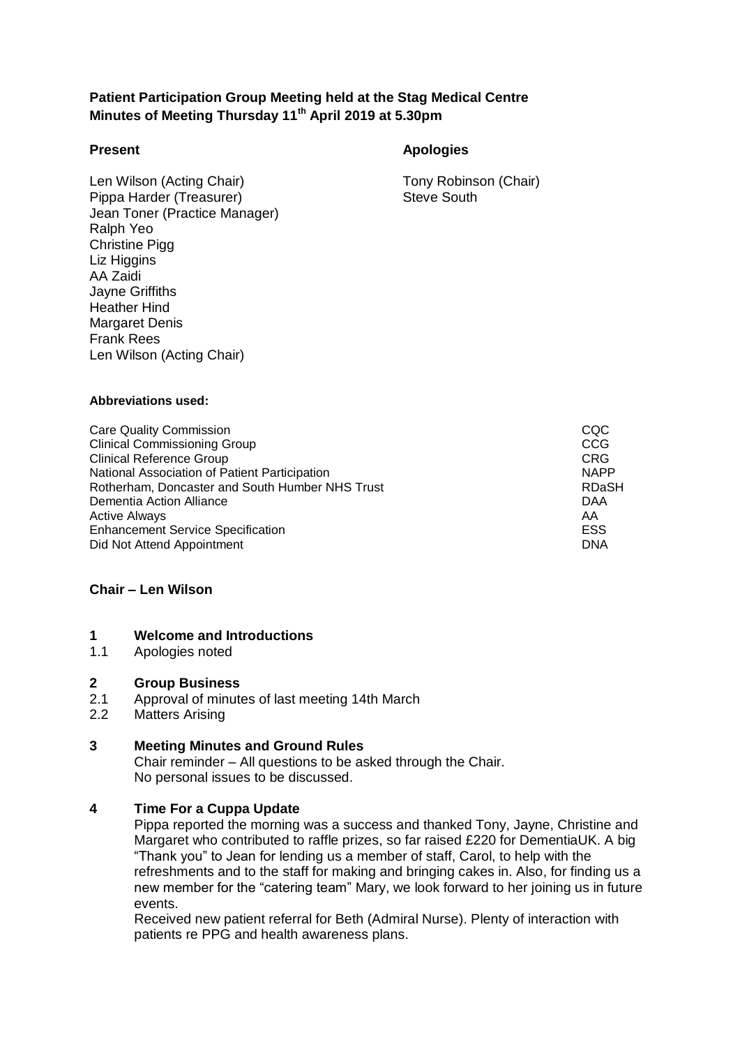**Patient Participation Group Meeting held at the Stag Medical Centre**
**Minutes of Meeting Thursday 11th April 2019 at 5.30pm**

**Present**

Len Wilson (Acting Chair)
Pippa Harder (Treasurer)
Jean Toner (Practice Manager)
Ralph Yeo
Christine Pigg
Liz Higgins
AA Zaidi
Jayne Griffiths
Heather Hind
Margaret Denis
Frank Rees
Len Wilson (Acting Chair)

**Apologies**

Tony Robinson (Chair)
Steve South

**Abbreviations used:**

| | |
|---|---|
| Care Quality Commission | CQC |
| Clinical Commissioning Group | CCG |
| Clinical Reference Group | CRG |
| National Association of Patient Participation | NAPP |
| Rotherham, Doncaster and South Humber NHS Trust | RDaSH |
| Dementia Action Alliance | DAA |
| Active Always | AA |
| Enhancement Service Specification | ESS |
| Did Not Attend Appointment | DNA |

**Chair – Len Wilson**

**1 Welcome and Introductions**

1.1 Apologies noted

**2 Group Business**

2.1 Approval of minutes of last meeting 14th March
2.2 Matters Arising

**3 Meeting Minutes and Ground Rules**

Chair reminder – All questions to be asked through the Chair.
No personal issues to be discussed.

**4 Time For a Cuppa Update**

Pippa reported the morning was a success and thanked Tony, Jayne, Christine and Margaret who contributed to raffle prizes, so far raised £220 for DementiaUK. A big "Thank you" to Jean for lending us a member of staff, Carol, to help with the refreshments and to the staff for making and bringing cakes in. Also, for finding us a new member for the "catering team" Mary, we look forward to her joining us in future events.

Received new patient referral for Beth (Admiral Nurse). Plenty of interaction with patients re PPG and health awareness plans.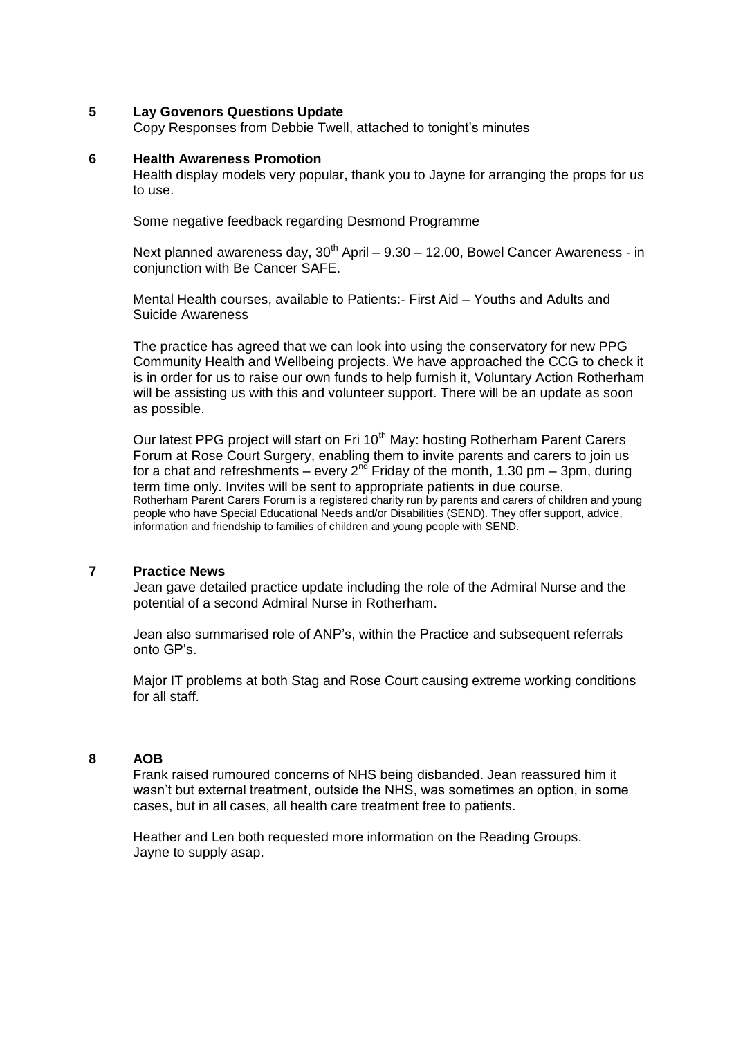## 5 Lay Govenors Questions Update

Copy Responses from Debbie Twell, attached to tonight's minutes

## 6 Health Awareness Promotion

Health display models very popular, thank you to Jayne for arranging the props for us to use.

Some negative feedback regarding Desmond Programme

Next planned awareness day, 30th April – 9.30 – 12.00, Bowel Cancer Awareness - in conjunction with Be Cancer SAFE.

Mental Health courses, available to Patients:- First Aid – Youths and Adults and Suicide Awareness

The practice has agreed that we can look into using the conservatory for new PPG Community Health and Wellbeing projects. We have approached the CCG to check it is in order for us to raise our own funds to help furnish it, Voluntary Action Rotherham will be assisting us with this and volunteer support. There will be an update as soon as possible.

Our latest PPG project will start on Fri 10th May: hosting Rotherham Parent Carers Forum at Rose Court Surgery, enabling them to invite parents and carers to join us for a chat and refreshments – every 2nd Friday of the month, 1.30 pm – 3pm, during term time only. Invites will be sent to appropriate patients in due course.
Rotherham Parent Carers Forum is a registered charity run by parents and carers of children and young people who have Special Educational Needs and/or Disabilities (SEND). They offer support, advice, information and friendship to families of children and young people with SEND.

## 7 Practice News

Jean gave detailed practice update including the role of the Admiral Nurse and the potential of a second Admiral Nurse in Rotherham.

Jean also summarised role of ANP's, within the Practice and subsequent referrals onto GP's.

Major IT problems at both Stag and Rose Court causing extreme working conditions for all staff.

## 8 AOB

Frank raised rumoured concerns of NHS being disbanded. Jean reassured him it wasn't but external treatment, outside the NHS, was sometimes an option, in some cases, but in all cases, all health care treatment free to patients.

Heather and Len both requested more information on the Reading Groups.
Jayne to supply asap.